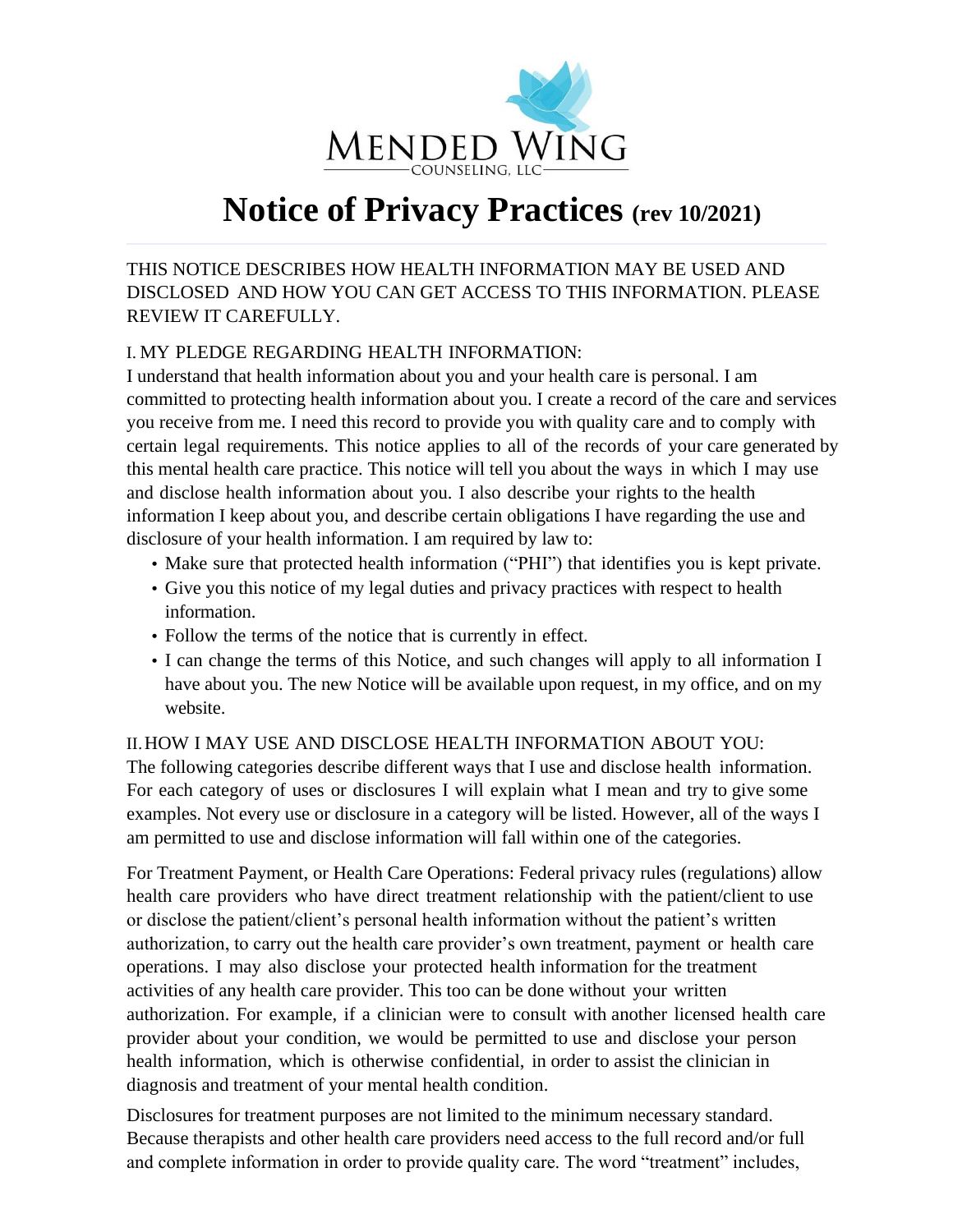MENDED WING
COUNSELING, LLC

# Notice of Privacy Practices (rev 10/2021)

THIS NOTICE DESCRIBES HOW HEALTH INFORMATION MAY BE USED AND DISCLOSED AND HOW YOU CAN GET ACCESS TO THIS INFORMATION. PLEASE REVIEW IT CAREFULLY.

I. MY PLEDGE REGARDING HEALTH INFORMATION:

I understand that health information about you and your health care is personal. I am committed to protecting health information about you. I create a record of the care and services you receive from me. I need this record to provide you with quality care and to comply with certain legal requirements. This notice applies to all of the records of your care generated by this mental health care practice. This notice will tell you about the ways in which I may use and disclose health information about you. I also describe your rights to the health information I keep about you, and describe certain obligations I have regarding the use and disclosure of your health information. I am required by law to:

- Make sure that protected health information ("PHI") that identifies you is kept private.
- Give you this notice of my legal duties and privacy practices with respect to health information.
- Follow the terms of the notice that is currently in effect.
- I can change the terms of this Notice, and such changes will apply to all information I have about you. The new Notice will be available upon request, in my office, and on my website.

II. HOW I MAY USE AND DISCLOSE HEALTH INFORMATION ABOUT YOU:

The following categories describe different ways that I use and disclose health information. For each category of uses or disclosures I will explain what I mean and try to give some examples. Not every use or disclosure in a category will be listed. However, all of the ways I am permitted to use and disclose information will fall within one of the categories.

For Treatment Payment, or Health Care Operations: Federal privacy rules (regulations) allow health care providers who have direct treatment relationship with the patient/client to use or disclose the patient/client's personal health information without the patient's written authorization, to carry out the health care provider's own treatment, payment or health care operations. I may also disclose your protected health information for the treatment activities of any health care provider. This too can be done without your written authorization. For example, if a clinician were to consult with another licensed health care provider about your condition, we would be permitted to use and disclose your person health information, which is otherwise confidential, in order to assist the clinician in diagnosis and treatment of your mental health condition.

Disclosures for treatment purposes are not limited to the minimum necessary standard. Because therapists and other health care providers need access to the full record and/or full and complete information in order to provide quality care. The word "treatment" includes,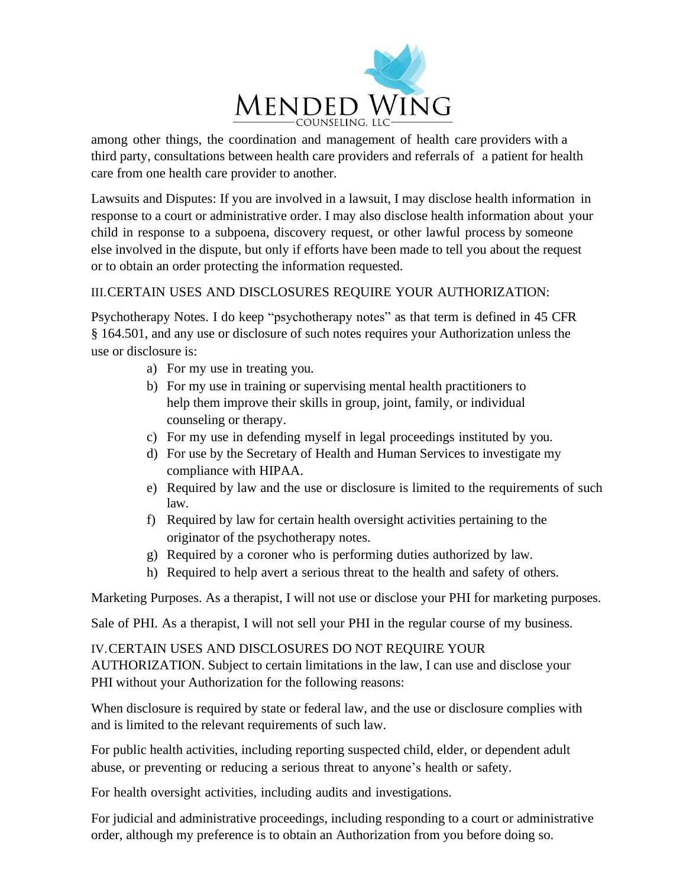among other things, the coordination and management of health care providers with a third party, consultations between health care providers and referrals of a patient for health care from one health care provider to another.

Lawsuits and Disputes: If you are involved in a lawsuit, I may disclose health information in response to a court or administrative order. I may also disclose health information about your child in response to a subpoena, discovery request, or other lawful process by someone else involved in the dispute, but only if efforts have been made to tell you about the request or to obtain an order protecting the information requested.

III. CERTAIN USES AND DISCLOSURES REQUIRE YOUR AUTHORIZATION:

Psychotherapy Notes. I do keep "psychotherapy notes" as that term is defined in 45 CFR § 164.501, and any use or disclosure of such notes requires your Authorization unless the use or disclosure is:

a) For my use in treating you.
b) For my use in training or supervising mental health practitioners to help them improve their skills in group, joint, family, or individual counseling or therapy.
c) For my use in defending myself in legal proceedings instituted by you.
d) For use by the Secretary of Health and Human Services to investigate my compliance with HIPAA.
e) Required by law and the use or disclosure is limited to the requirements of such law.
f) Required by law for certain health oversight activities pertaining to the originator of the psychotherapy notes.
g) Required by a coroner who is performing duties authorized by law.
h) Required to help avert a serious threat to the health and safety of others.

Marketing Purposes. As a therapist, I will not use or disclose your PHI for marketing purposes.

Sale of PHI. As a therapist, I will not sell your PHI in the regular course of my business.

IV. CERTAIN USES AND DISCLOSURES DO NOT REQUIRE YOUR AUTHORIZATION. Subject to certain limitations in the law, I can use and disclose your PHI without your Authorization for the following reasons:

When disclosure is required by state or federal law, and the use or disclosure complies with and is limited to the relevant requirements of such law.

For public health activities, including reporting suspected child, elder, or dependent adult abuse, or preventing or reducing a serious threat to anyone's health or safety.

For health oversight activities, including audits and investigations.

For judicial and administrative proceedings, including responding to a court or administrative order, although my preference is to obtain an Authorization from you before doing so.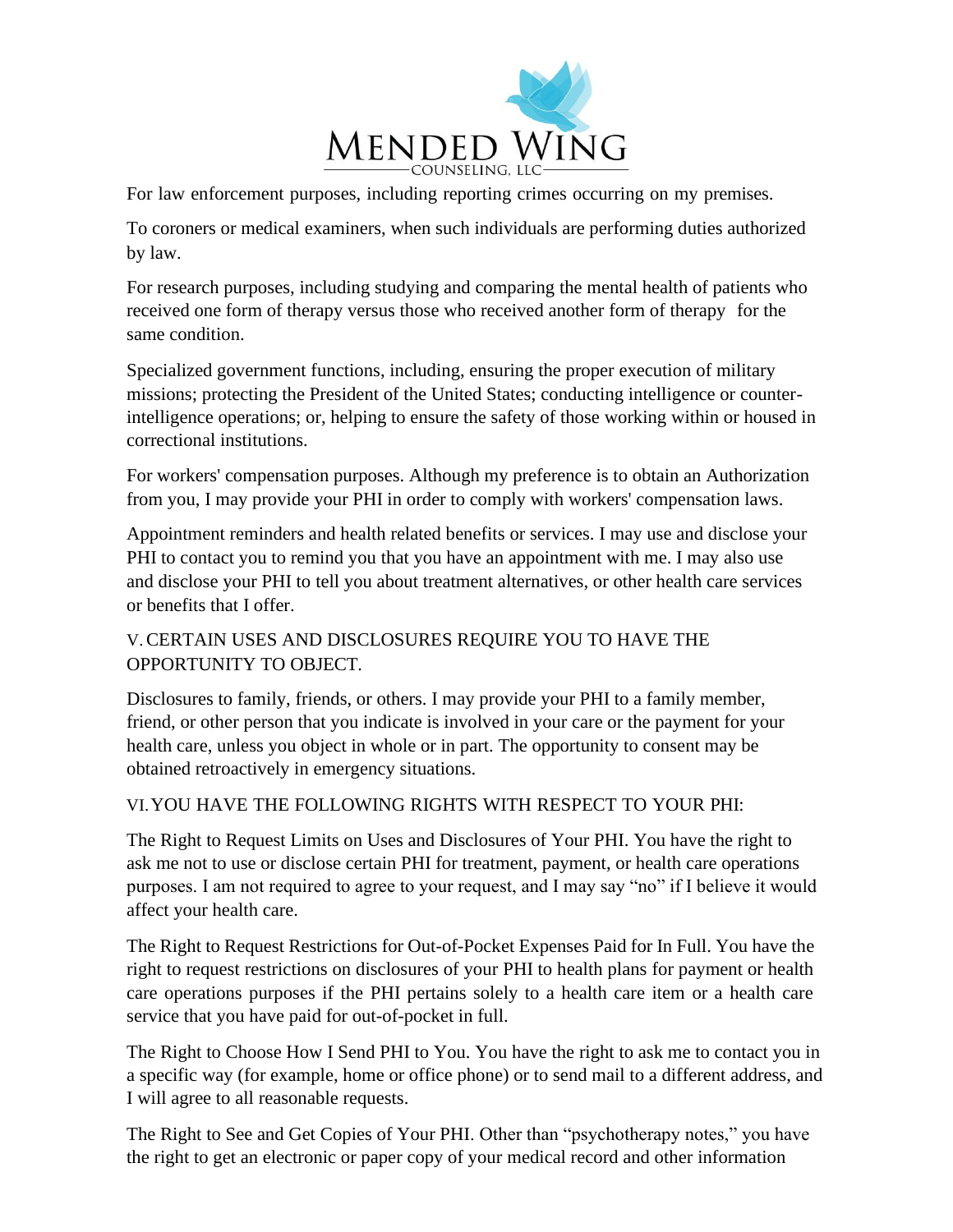For law enforcement purposes, including reporting crimes occurring on my premises.

To coroners or medical examiners, when such individuals are performing duties authorized by law.

For research purposes, including studying and comparing the mental health of patients who received one form of therapy versus those who received another form of therapy for the same condition.

Specialized government functions, including, ensuring the proper execution of military missions; protecting the President of the United States; conducting intelligence or counter-intelligence operations; or, helping to ensure the safety of those working within or housed in correctional institutions.

For workers' compensation purposes. Although my preference is to obtain an Authorization from you, I may provide your PHI in order to comply with workers' compensation laws.

Appointment reminders and health related benefits or services. I may use and disclose your PHI to contact you to remind you that you have an appointment with me. I may also use and disclose your PHI to tell you about treatment alternatives, or other health care services or benefits that I offer.

## V. CERTAIN USES AND DISCLOSURES REQUIRE YOU TO HAVE THE OPPORTUNITY TO OBJECT.

Disclosures to family, friends, or others. I may provide your PHI to a family member, friend, or other person that you indicate is involved in your care or the payment for your health care, unless you object in whole or in part. The opportunity to consent may be obtained retroactively in emergency situations.

## VI. YOU HAVE THE FOLLOWING RIGHTS WITH RESPECT TO YOUR PHI:

The Right to Request Limits on Uses and Disclosures of Your PHI. You have the right to ask me not to use or disclose certain PHI for treatment, payment, or health care operations purposes. I am not required to agree to your request, and I may say "no" if I believe it would affect your health care.

The Right to Request Restrictions for Out-of-Pocket Expenses Paid for In Full. You have the right to request restrictions on disclosures of your PHI to health plans for payment or health care operations purposes if the PHI pertains solely to a health care item or a health care service that you have paid for out-of-pocket in full.

The Right to Choose How I Send PHI to You. You have the right to ask me to contact you in a specific way (for example, home or office phone) or to send mail to a different address, and I will agree to all reasonable requests.

The Right to See and Get Copies of Your PHI. Other than "psychotherapy notes," you have the right to get an electronic or paper copy of your medical record and other information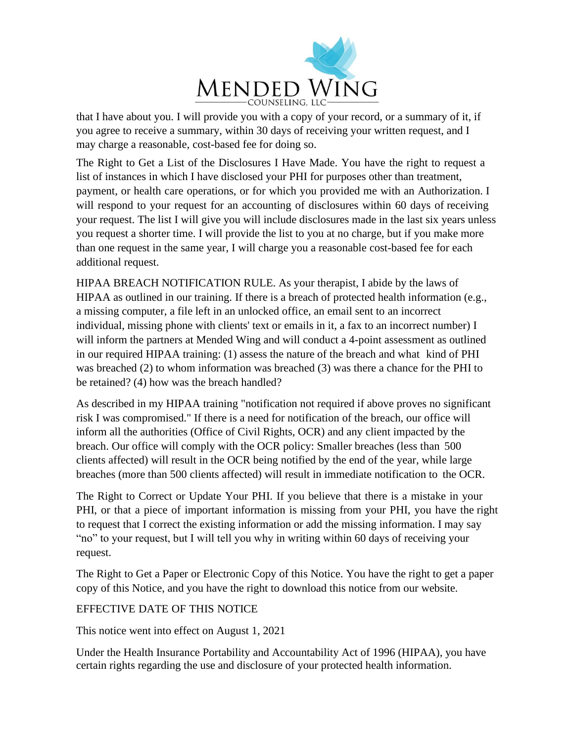that I have about you. I will provide you with a copy of your record, or a summary of it, if you agree to receive a summary, within 30 days of receiving your written request, and I may charge a reasonable, cost-based fee for doing so.

The Right to Get a List of the Disclosures I Have Made. You have the right to request a list of instances in which I have disclosed your PHI for purposes other than treatment, payment, or health care operations, or for which you provided me with an Authorization. I will respond to your request for an accounting of disclosures within 60 days of receiving your request. The list I will give you will include disclosures made in the last six years unless you request a shorter time. I will provide the list to you at no charge, but if you make more than one request in the same year, I will charge you a reasonable cost-based fee for each additional request.

HIPAA BREACH NOTIFICATION RULE. As your therapist, I abide by the laws of HIPAA as outlined in our training. If there is a breach of protected health information (e.g., a missing computer, a file left in an unlocked office, an email sent to an incorrect individual, missing phone with clients' text or emails in it, a fax to an incorrect number) I will inform the partners at Mended Wing and will conduct a 4-point assessment as outlined in our required HIPAA training: (1) assess the nature of the breach and what kind of PHI was breached (2) to whom information was breached (3) was there a chance for the PHI to be retained? (4) how was the breach handled?

As described in my HIPAA training "notification not required if above proves no significant risk I was compromised." If there is a need for notification of the breach, our office will inform all the authorities (Office of Civil Rights, OCR) and any client impacted by the breach. Our office will comply with the OCR policy: Smaller breaches (less than 500 clients affected) will result in the OCR being notified by the end of the year, while large breaches (more than 500 clients affected) will result in immediate notification to the OCR.

The Right to Correct or Update Your PHI. If you believe that there is a mistake in your PHI, or that a piece of important information is missing from your PHI, you have the right to request that I correct the existing information or add the missing information. I may say "no" to your request, but I will tell you why in writing within 60 days of receiving your request.

The Right to Get a Paper or Electronic Copy of this Notice. You have the right to get a paper copy of this Notice, and you have the right to download this notice from our website.

EFFECTIVE DATE OF THIS NOTICE

This notice went into effect on August 1, 2021

Under the Health Insurance Portability and Accountability Act of 1996 (HIPAA), you have certain rights regarding the use and disclosure of your protected health information.